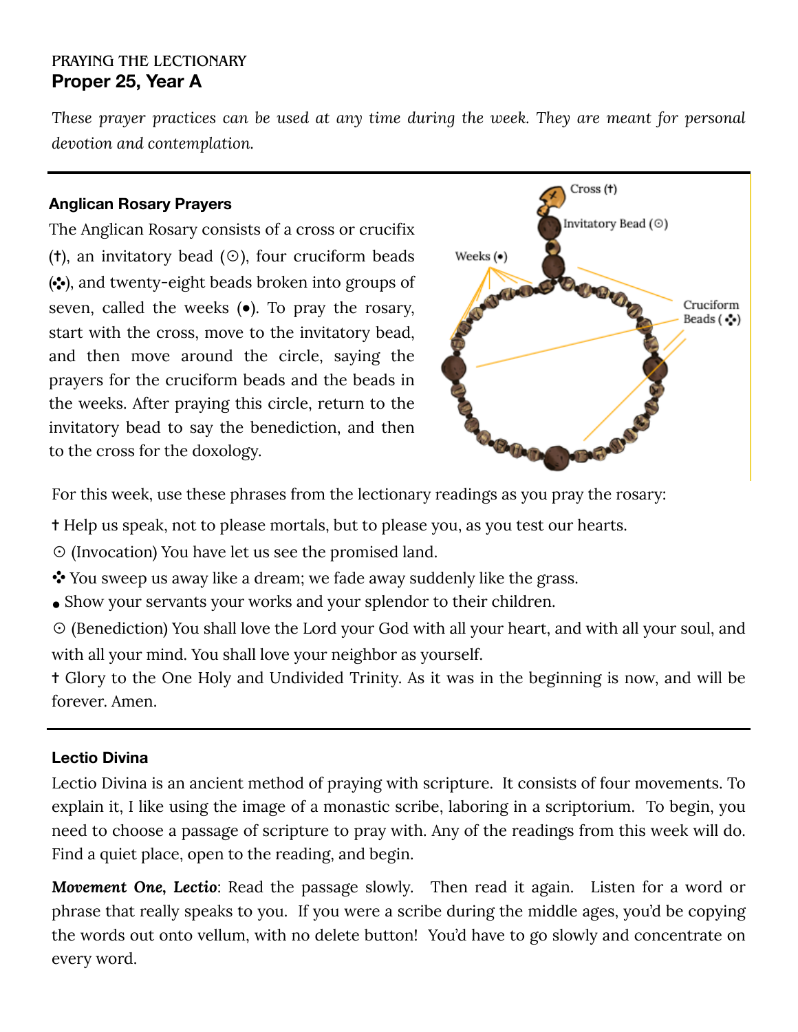PRAYING THE LECTIONARY

# Proper 25, Year A

*These prayer practices can be used at any time during the week. They are meant for personal devotion and contemplation.*

## Anglican Rosary Prayers

The Anglican Rosary consists of a cross or crucifix (✝), an invitatory bead (⊙), four cruciform beads (⁘), and twenty-eight beads broken into groups of seven, called the weeks (●). To pray the rosary, start with the cross, move to the invitatory bead, and then move around the circle, saying the prayers for the cruciform beads and the beads in the weeks. After praying this circle, return to the invitatory bead to say the benediction, and then to the cross for the doxology.

For this week, use these phrases from the lectionary readings as you pray the rosary:

✝ Help us speak, not to please mortals, but to please you, as you test our hearts.

⊙ (Invocation) You have let us see the promised land.

⁘ You sweep us away like a dream; we fade away suddenly like the grass.

● Show your servants your works and your splendor to their children.

⊙ (Benediction) You shall love the Lord your God with all your heart, and with all your soul, and with all your mind. You shall love your neighbor as yourself.

✝ Glory to the One Holy and Undivided Trinity. As it was in the beginning is now, and will be forever. Amen.

## Lectio Divina

Lectio Divina is an ancient method of praying with scripture. It consists of four movements. To explain it, I like using the image of a monastic scribe, laboring in a scriptorium. To begin, you need to choose a passage of scripture to pray with. Any of the readings from this week will do. Find a quiet place, open to the reading, and begin.

***Movement One, Lectio***: Read the passage slowly. Then read it again. Listen for a word or phrase that really speaks to you. If you were a scribe during the middle ages, you'd be copying the words out onto vellum, with no delete button! You'd have to go slowly and concentrate on every word.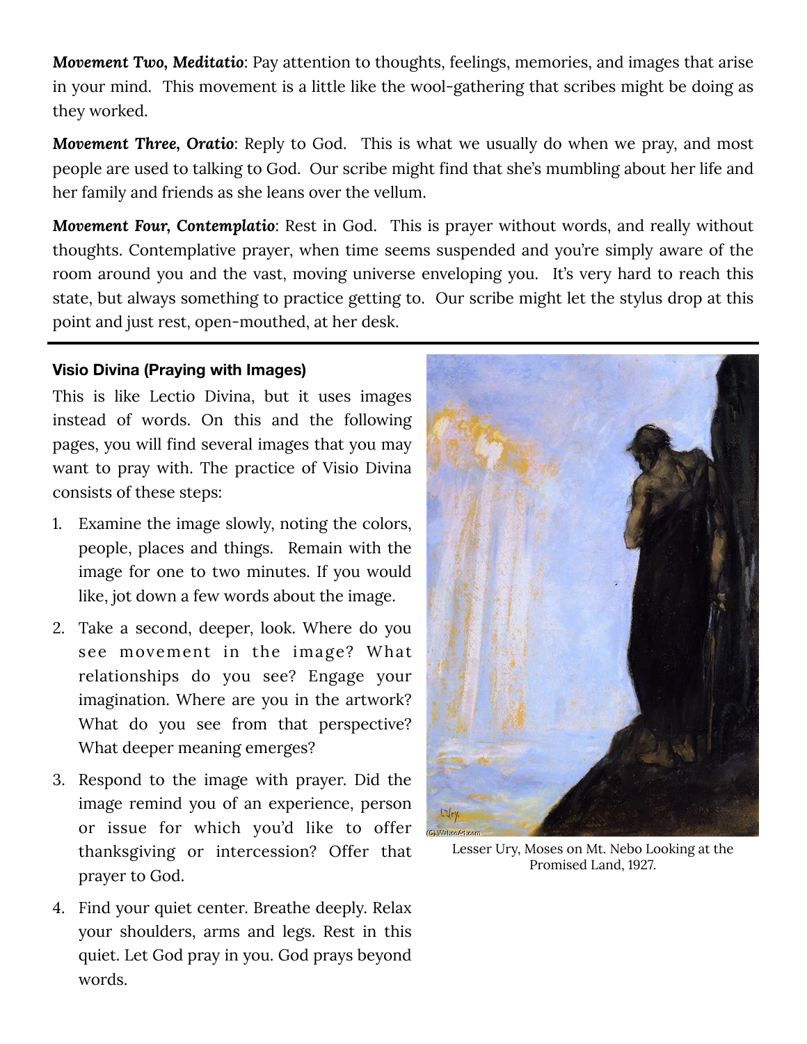***Movement Two, Meditatio***: Pay attention to thoughts, feelings, memories, and images that arise in your mind. This movement is a little like the wool-gathering that scribes might be doing as they worked.

***Movement Three, Oratio***: Reply to God. This is what we usually do when we pray, and most people are used to talking to God. Our scribe might find that she's mumbling about her life and her family and friends as she leans over the vellum.

***Movement Four, Contemplatio***: Rest in God. This is prayer without words, and really without thoughts. Contemplative prayer, when time seems suspended and you're simply aware of the room around you and the vast, moving universe enveloping you. It's very hard to reach this state, but always something to practice getting to. Our scribe might let the stylus drop at this point and just rest, open-mouthed, at her desk.

---

#### Visio Divina (Praying with Images)

This is like Lectio Divina, but it uses images instead of words. On this and the following pages, you will find several images that you may want to pray with. The practice of Visio Divina consists of these steps:

1. Examine the image slowly, noting the colors, people, places and things. Remain with the image for one to two minutes. If you would like, jot down a few words about the image.
2. Take a second, deeper, look. Where do you see movement in the image? What relationships do you see? Engage your imagination. Where are you in the artwork? What do you see from that perspective? What deeper meaning emerges?
3. Respond to the image with prayer. Did the image remind you of an experience, person or issue for which you'd like to offer thanksgiving or intercession? Offer that prayer to God.
4. Find your quiet center. Breathe deeply. Relax your shoulders, arms and legs. Rest in this quiet. Let God pray in you. God prays beyond words.

Lesser Ury, Moses on Mt. Nebo Looking at the Promised Land, 1927.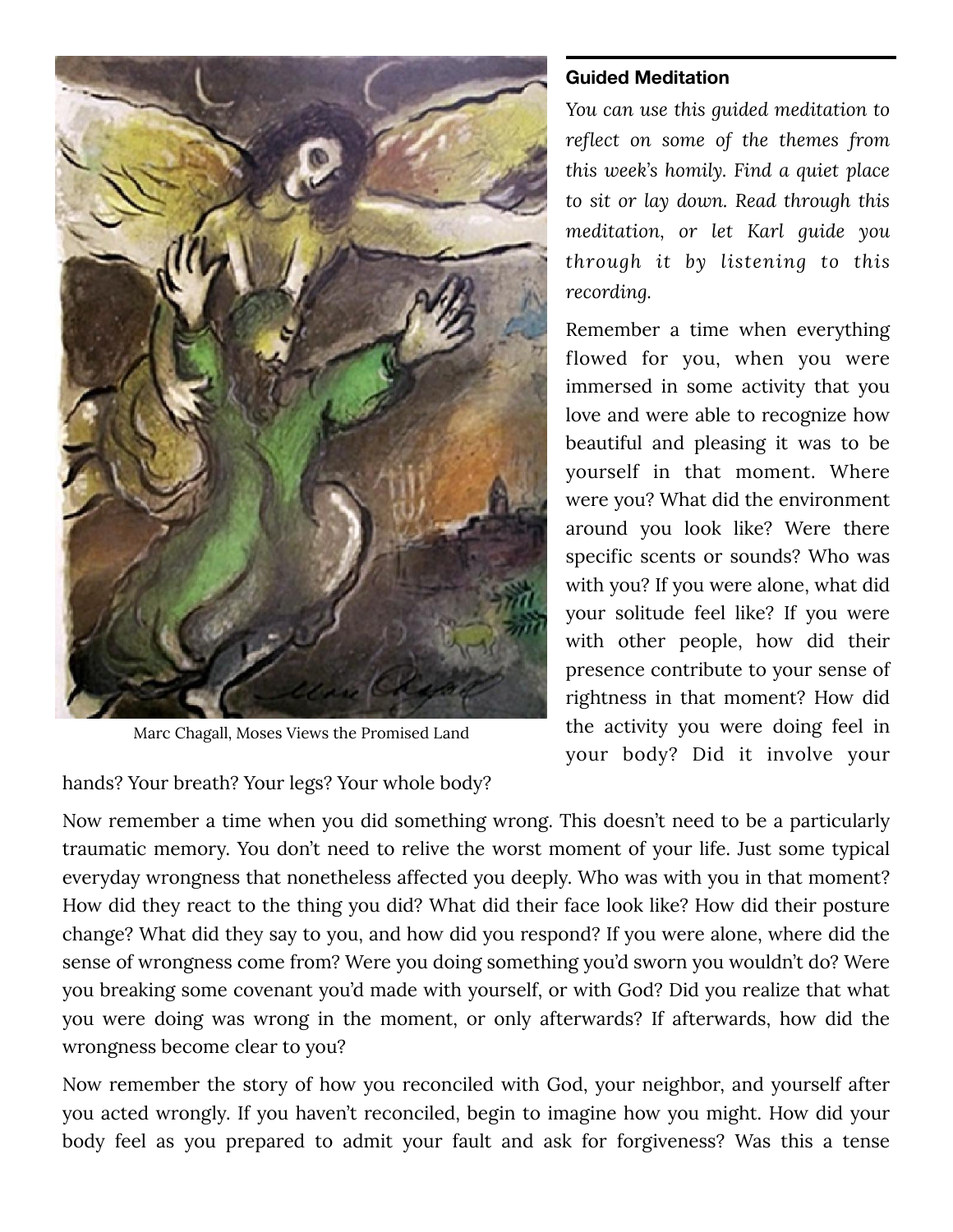Marc Chagall, Moses Views the Promised Land

### Guided Meditation

*You can use this guided meditation to reflect on some of the themes from this week's homily. Find a quiet place to sit or lay down. Read through this meditation, or let Karl guide you through it by listening to this recording.*

Remember a time when everything flowed for you, when you were immersed in some activity that you love and were able to recognize how beautiful and pleasing it was to be yourself in that moment. Where were you? What did the environment around you look like? Were there specific scents or sounds? Who was with you? If you were alone, what did your solitude feel like? If you were with other people, how did their presence contribute to your sense of rightness in that moment? How did the activity you were doing feel in your body? Did it involve your hands? Your breath? Your legs? Your whole body?

Now remember a time when you did something wrong. This doesn't need to be a particularly traumatic memory. You don't need to relive the worst moment of your life. Just some typical everyday wrongness that nonetheless affected you deeply. Who was with you in that moment? How did they react to the thing you did? What did their face look like? How did their posture change? What did they say to you, and how did you respond? If you were alone, where did the sense of wrongness come from? Were you doing something you'd sworn you wouldn't do? Were you breaking some covenant you'd made with yourself, or with God? Did you realize that what you were doing was wrong in the moment, or only afterwards? If afterwards, how did the wrongness become clear to you?

Now remember the story of how you reconciled with God, your neighbor, and yourself after you acted wrongly. If you haven't reconciled, begin to imagine how you might. How did your body feel as you prepared to admit your fault and ask for forgiveness? Was this a tense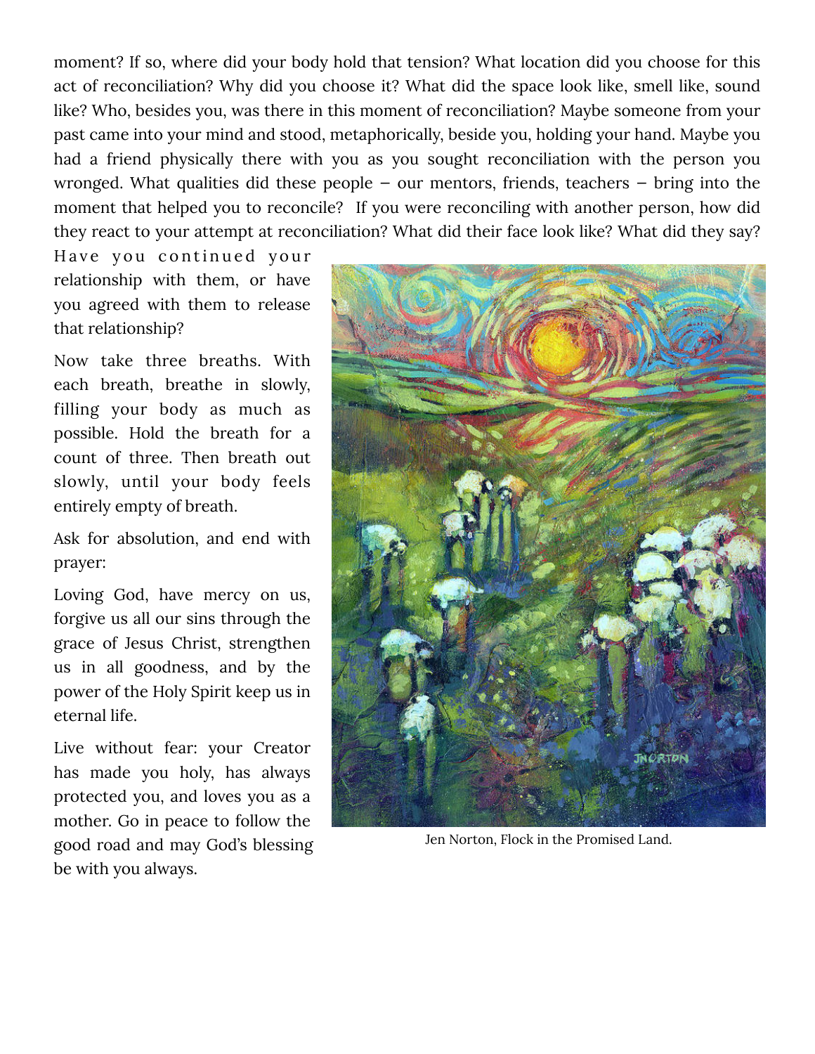moment? If so, where did your body hold that tension? What location did you choose for this act of reconciliation? Why did you choose it? What did the space look like, smell like, sound like? Who, besides you, was there in this moment of reconciliation? Maybe someone from your past came into your mind and stood, metaphorically, beside you, holding your hand. Maybe you had a friend physically there with you as you sought reconciliation with the person you wronged. What qualities did these people – our mentors, friends, teachers – bring into the moment that helped you to reconcile? If you were reconciling with another person, how did they react to your attempt at reconciliation? What did their face look like? What did they say? Have you continued your relationship with them, or have you agreed with them to release that relationship?

Now take three breaths. With each breath, breathe in slowly, filling your body as much as possible. Hold the breath for a count of three. Then breath out slowly, until your body feels entirely empty of breath.

Ask for absolution, and end with prayer:

Loving God, have mercy on us, forgive us all our sins through the grace of Jesus Christ, strengthen us in all goodness, and by the power of the Holy Spirit keep us in eternal life.

Live without fear: your Creator has made you holy, has always protected you, and loves you as a mother. Go in peace to follow the good road and may God's blessing be with you always.

Jen Norton, Flock in the Promised Land.